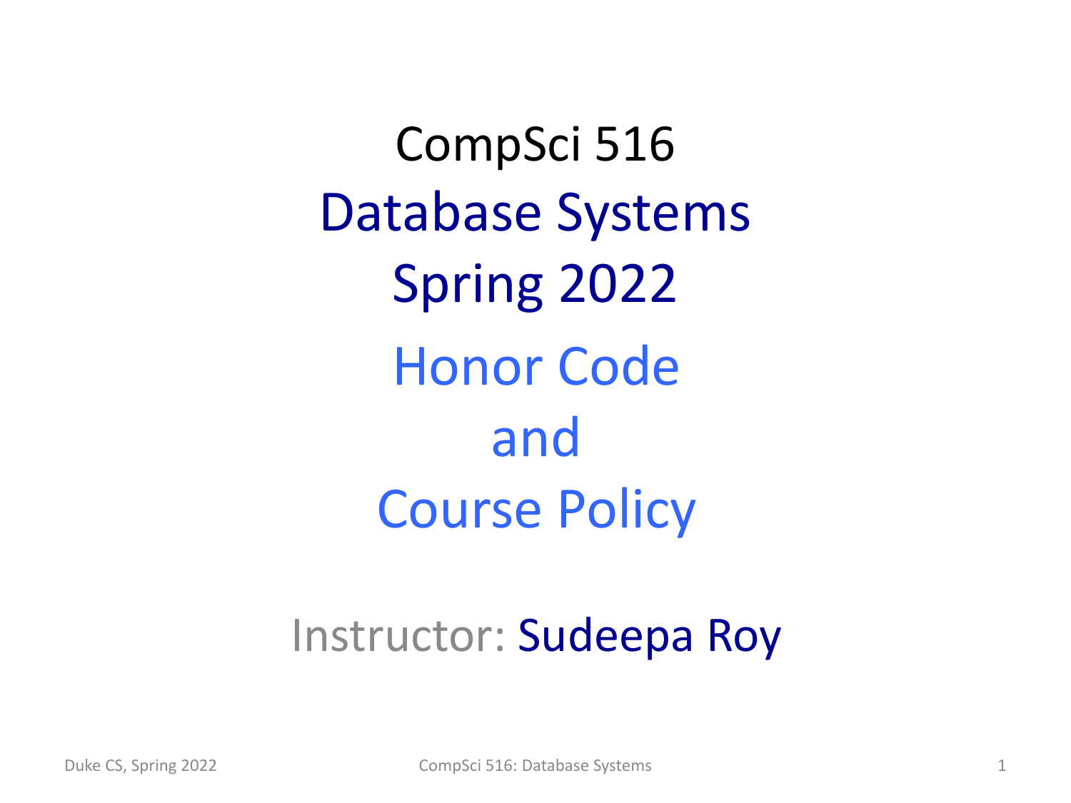# CompSci 516

## Database Systems

## Spring 2022

## Honor Code

## and

## Course Policy

Instructor: Sudeepa Roy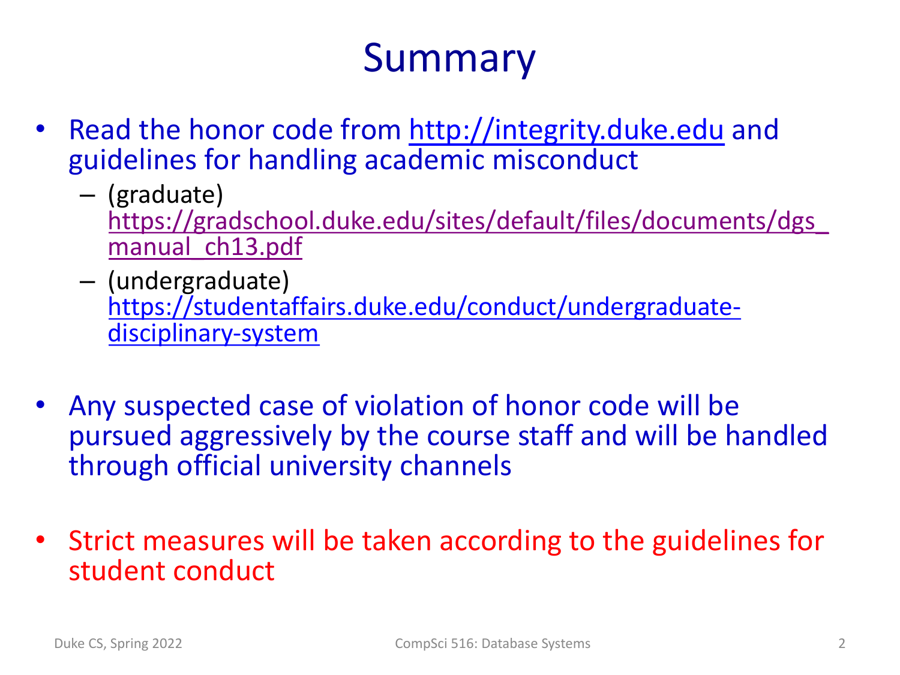# Summary

- Read the honor code from http://integrity.duke.edu and guidelines for handling academic misconduct
  - (graduate) https://gradschool.duke.edu/sites/default/files/documents/dgs_manual_ch13.pdf
  - (undergraduate) https://studentaffairs.duke.edu/conduct/undergraduate-disciplinary-system

- Any suspected case of violation of honor code will be pursued aggressively by the course staff and will be handled through official university channels

- Strict measures will be taken according to the guidelines for student conduct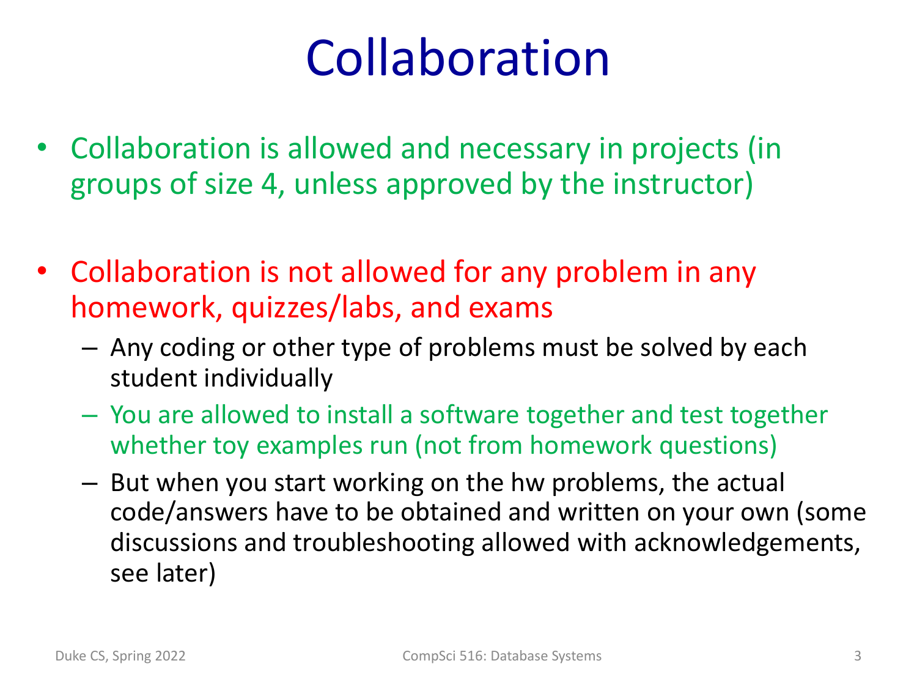# Collaboration

- Collaboration is allowed and necessary in projects (in groups of size 4, unless approved by the instructor)
- Collaboration is not allowed for any problem in any homework, quizzes/labs, and exams
  - Any coding or other type of problems must be solved by each student individually
  - You are allowed to install a software together and test together whether toy examples run (not from homework questions)
  - But when you start working on the hw problems, the actual code/answers have to be obtained and written on your own (some discussions and troubleshooting allowed with acknowledgements, see later)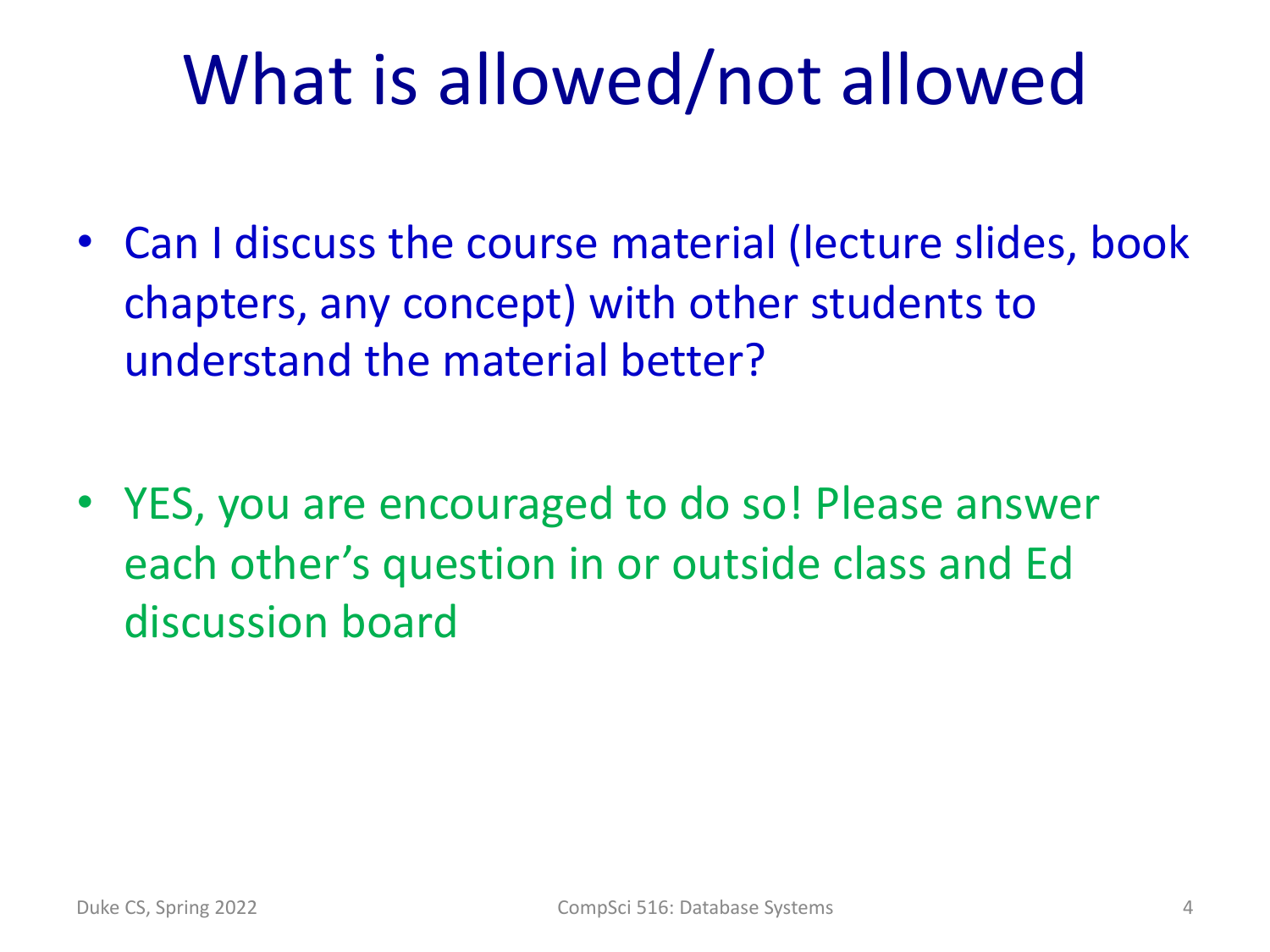# What is allowed/not allowed

- Can I discuss the course material (lecture slides, book chapters, any concept) with other students to understand the material better?

- YES, you are encouraged to do so! Please answer each other's question in or outside class and Ed discussion board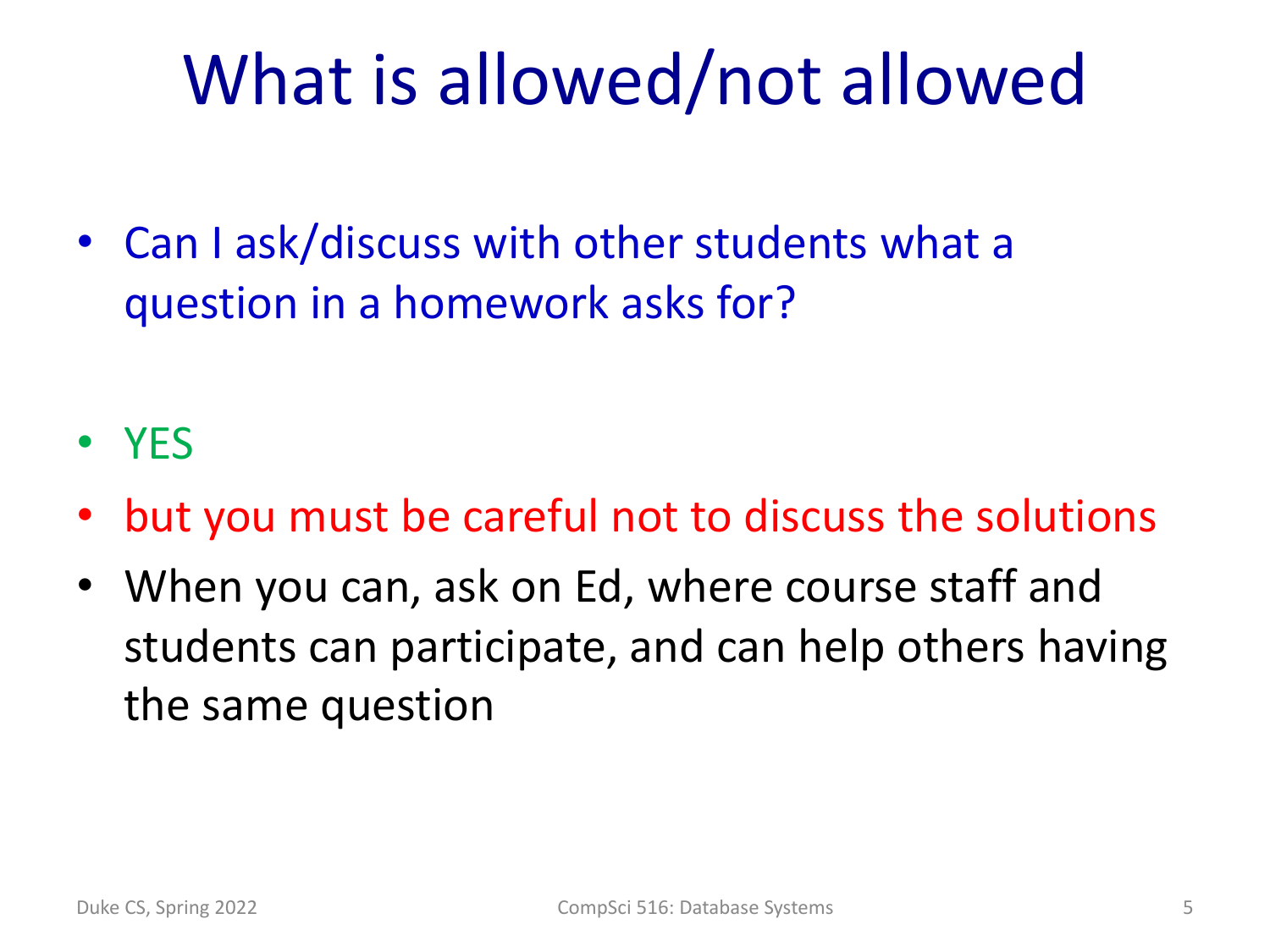# What is allowed/not allowed

- Can I ask/discuss with other students what a question in a homework asks for?

- YES
- but you must be careful not to discuss the solutions
- When you can, ask on Ed, where course staff and students can participate, and can help others having the same question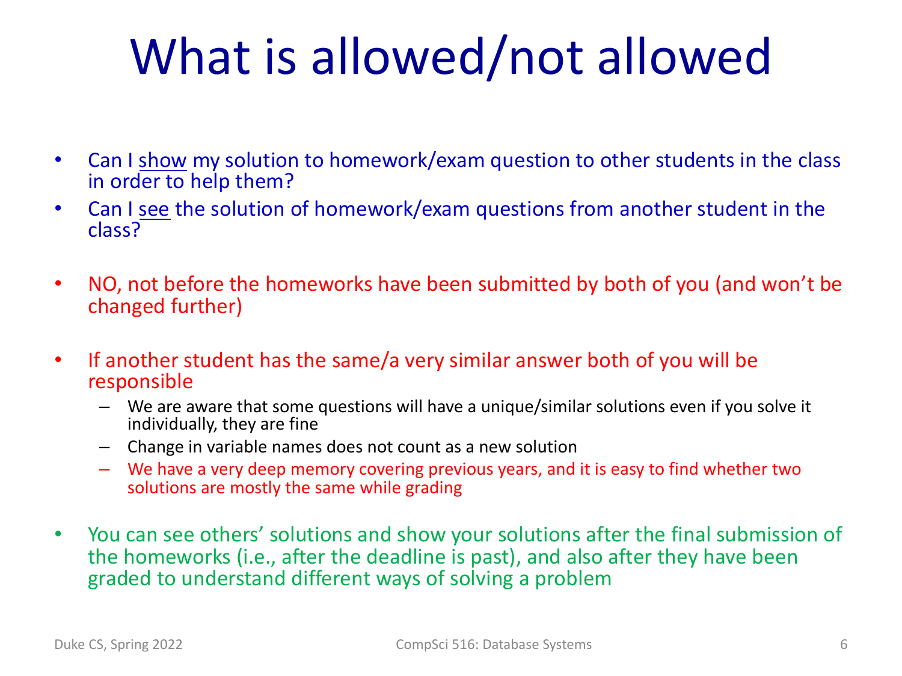# What is allowed/not allowed

- Can I show my solution to homework/exam question to other students in the class in order to help them?
- Can I see the solution of homework/exam questions from another student in the class?

- NO, not before the homeworks have been submitted by both of you (and won't be changed further)

- If another student has the same/a very similar answer both of you will be responsible
  - We are aware that some questions will have a unique/similar solutions even if you solve it individually, they are fine
  - Change in variable names does not count as a new solution
  - We have a very deep memory covering previous years, and it is easy to find whether two solutions are mostly the same while grading

- You can see others' solutions and show your solutions after the final submission of the homeworks (i.e., after the deadline is past), and also after they have been graded to understand different ways of solving a problem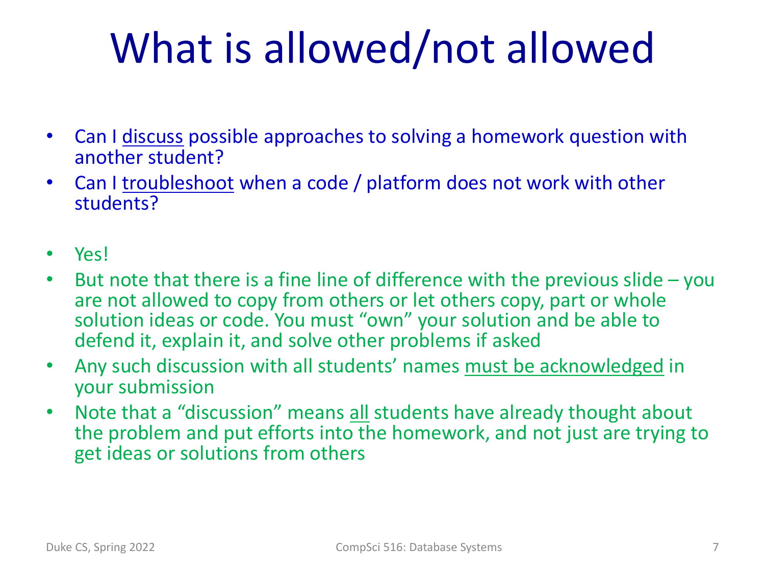# What is allowed/not allowed

- Can I discuss possible approaches to solving a homework question with another student?
- Can I troubleshoot when a code / platform does not work with other students?

- Yes!
- But note that there is a fine line of difference with the previous slide – you are not allowed to copy from others or let others copy, part or whole solution ideas or code. You must "own" your solution and be able to defend it, explain it, and solve other problems if asked
- Any such discussion with all students' names must be acknowledged in your submission
- Note that a "discussion" means all students have already thought about the problem and put efforts into the homework, and not just are trying to get ideas or solutions from others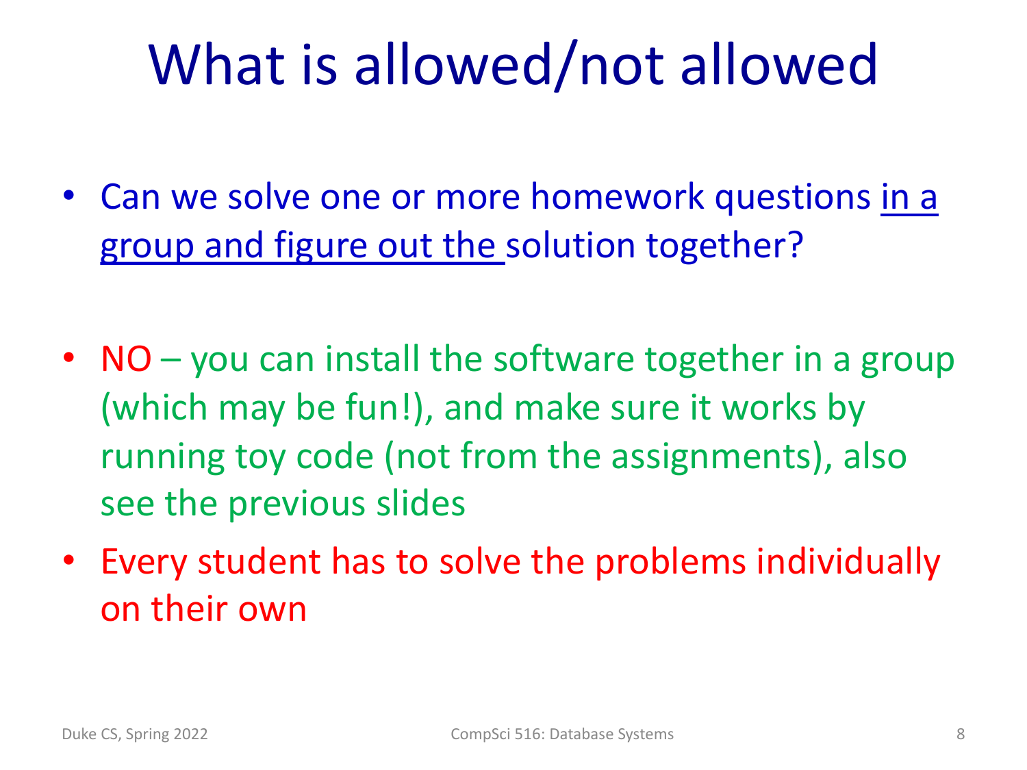# What is allowed/not allowed

- Can we solve one or more homework questions <u>in a group and figure out the </u>solution together?

- NO – you can install the software together in a group (which may be fun!), and make sure it works by running toy code (not from the assignments), also see the previous slides
- Every student has to solve the problems individually on their own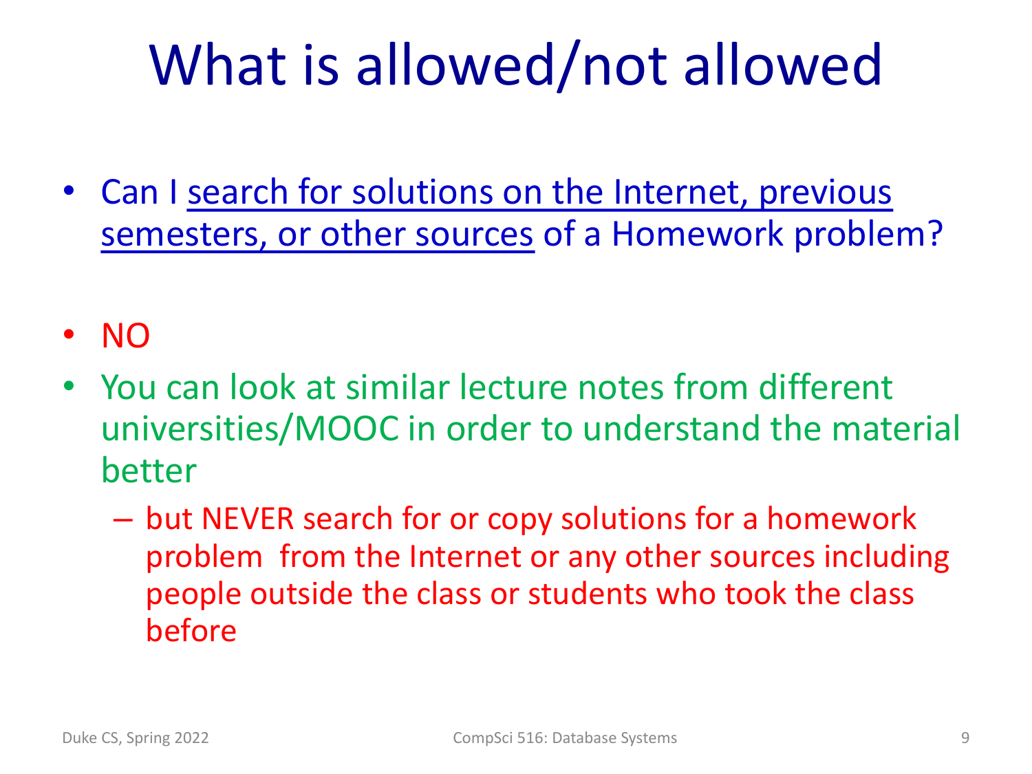# What is allowed/not allowed

- Can I search for solutions on the Internet, previous semesters, or other sources of a Homework problem?
- NO
- You can look at similar lecture notes from different universities/MOOC in order to understand the material better
  - but NEVER search for or copy solutions for a homework problem from the Internet or any other sources including people outside the class or students who took the class before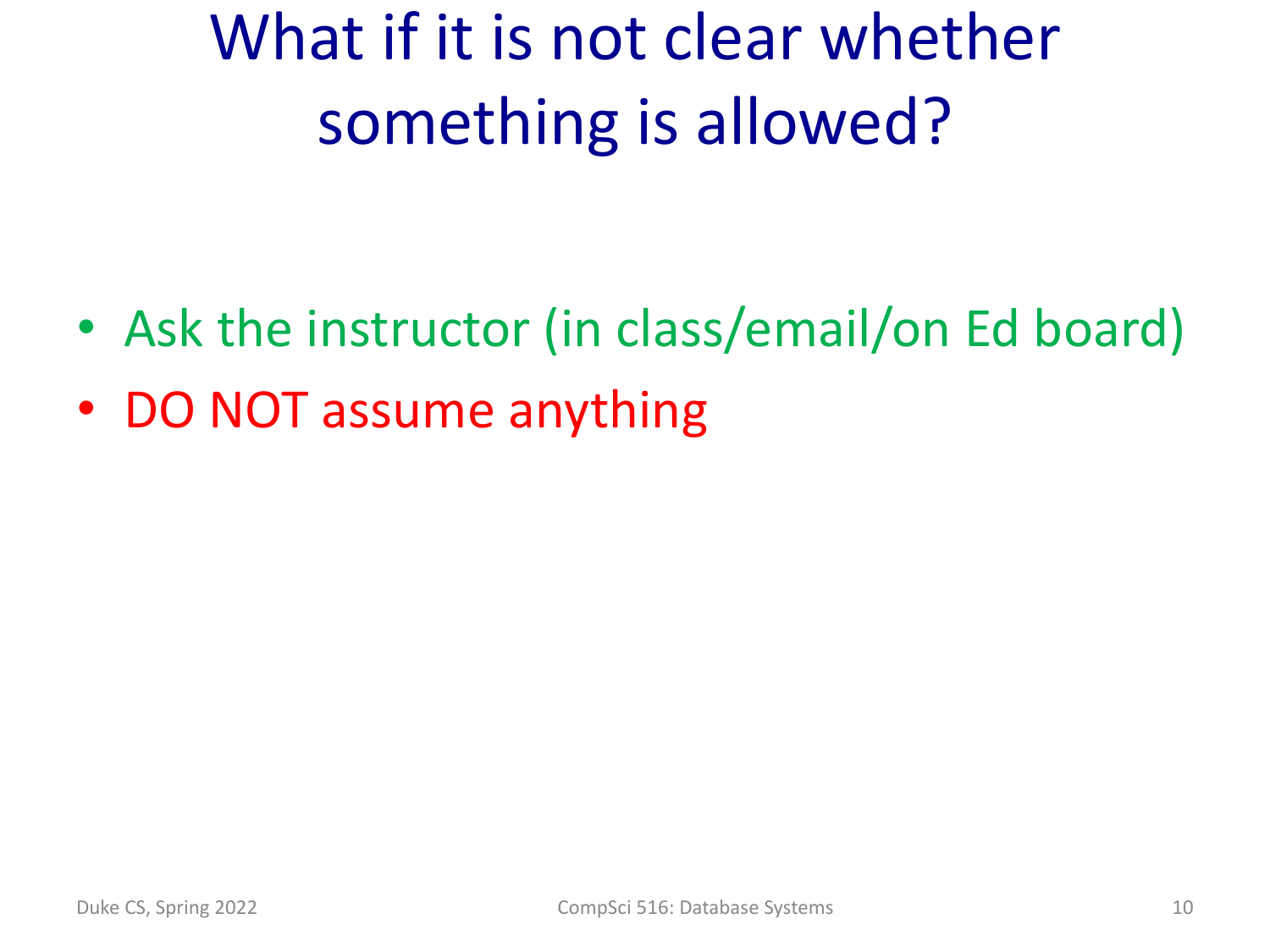# What if it is not clear whether something is allowed?

- Ask the instructor (in class/email/on Ed board)
- DO NOT assume anything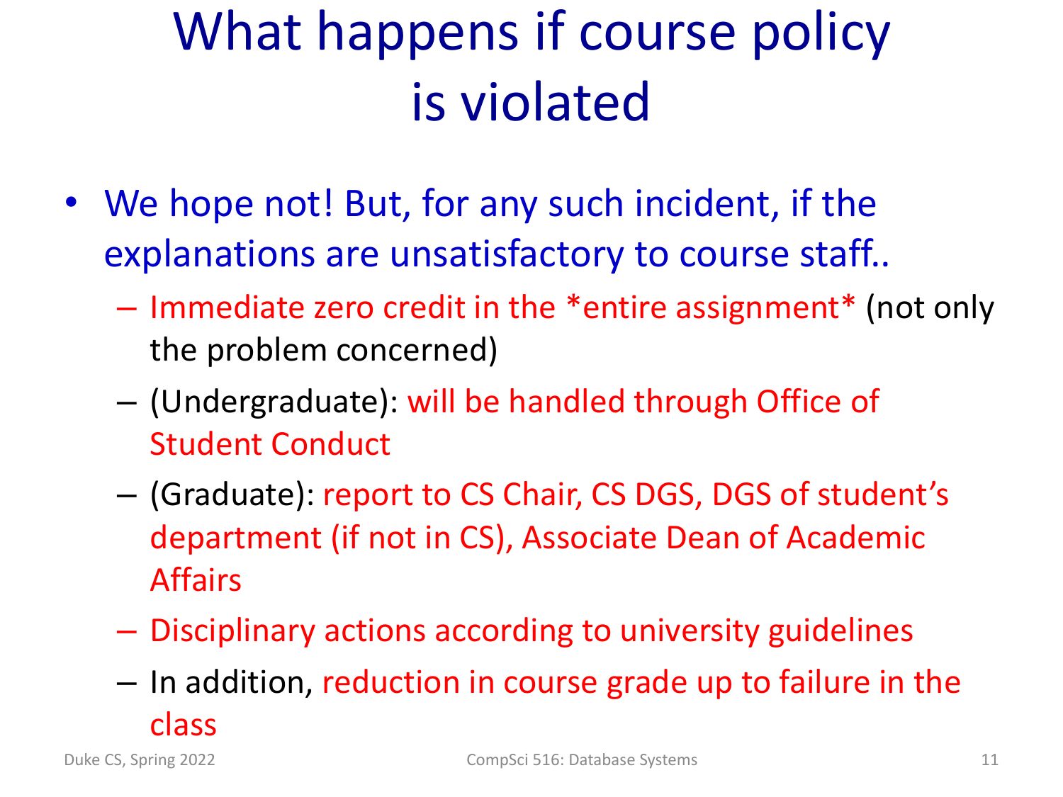# What happens if course policy is violated

- We hope not! But, for any such incident, if the explanations are unsatisfactory to course staff..
  - Immediate zero credit in the *entire assignment* (not only the problem concerned)
  - (Undergraduate): will be handled through Office of Student Conduct
  - (Graduate): report to CS Chair, CS DGS, DGS of student's department (if not in CS), Associate Dean of Academic Affairs
  - Disciplinary actions according to university guidelines
  - In addition, reduction in course grade up to failure in the class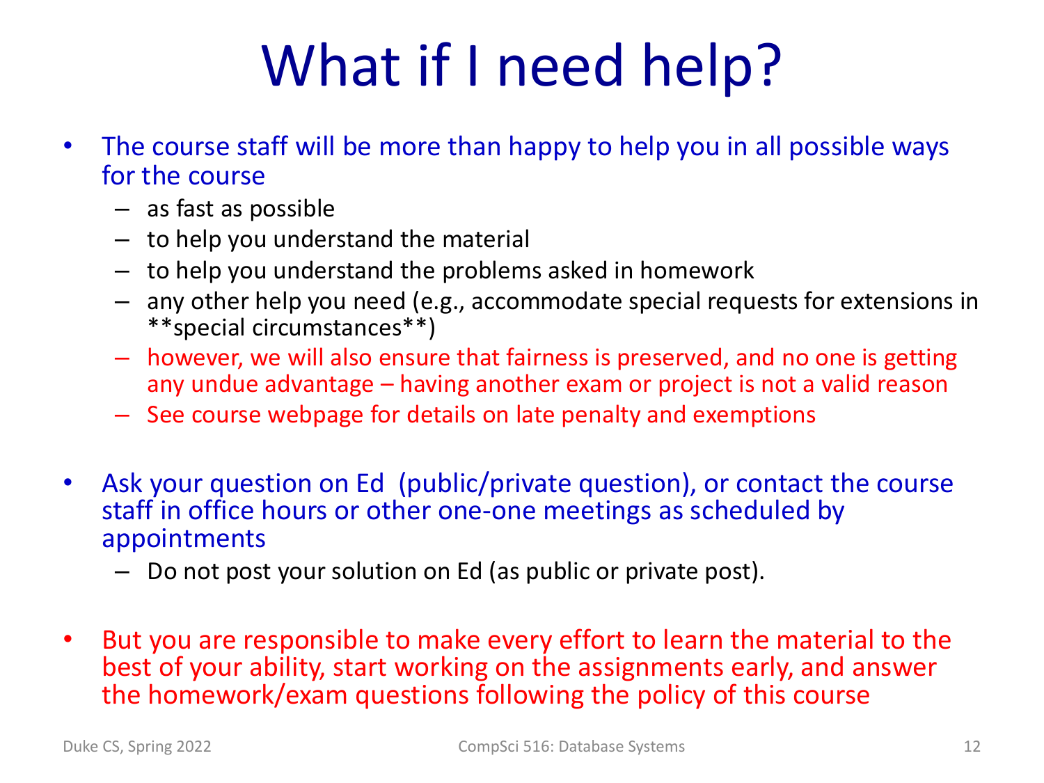# What if I need help?

- The course staff will be more than happy to help you in all possible ways for the course
  - as fast as possible
  - to help you understand the material
  - to help you understand the problems asked in homework
  - any other help you need (e.g., accommodate special requests for extensions in **special circumstances**)
  - however, we will also ensure that fairness is preserved, and no one is getting any undue advantage – having another exam or project is not a valid reason
  - See course webpage for details on late penalty and exemptions

- Ask your question on Ed (public/private question), or contact the course staff in office hours or other one-one meetings as scheduled by appointments
  - Do not post your solution on Ed (as public or private post).

- But you are responsible to make every effort to learn the material to the best of your ability, start working on the assignments early, and answer the homework/exam questions following the policy of this course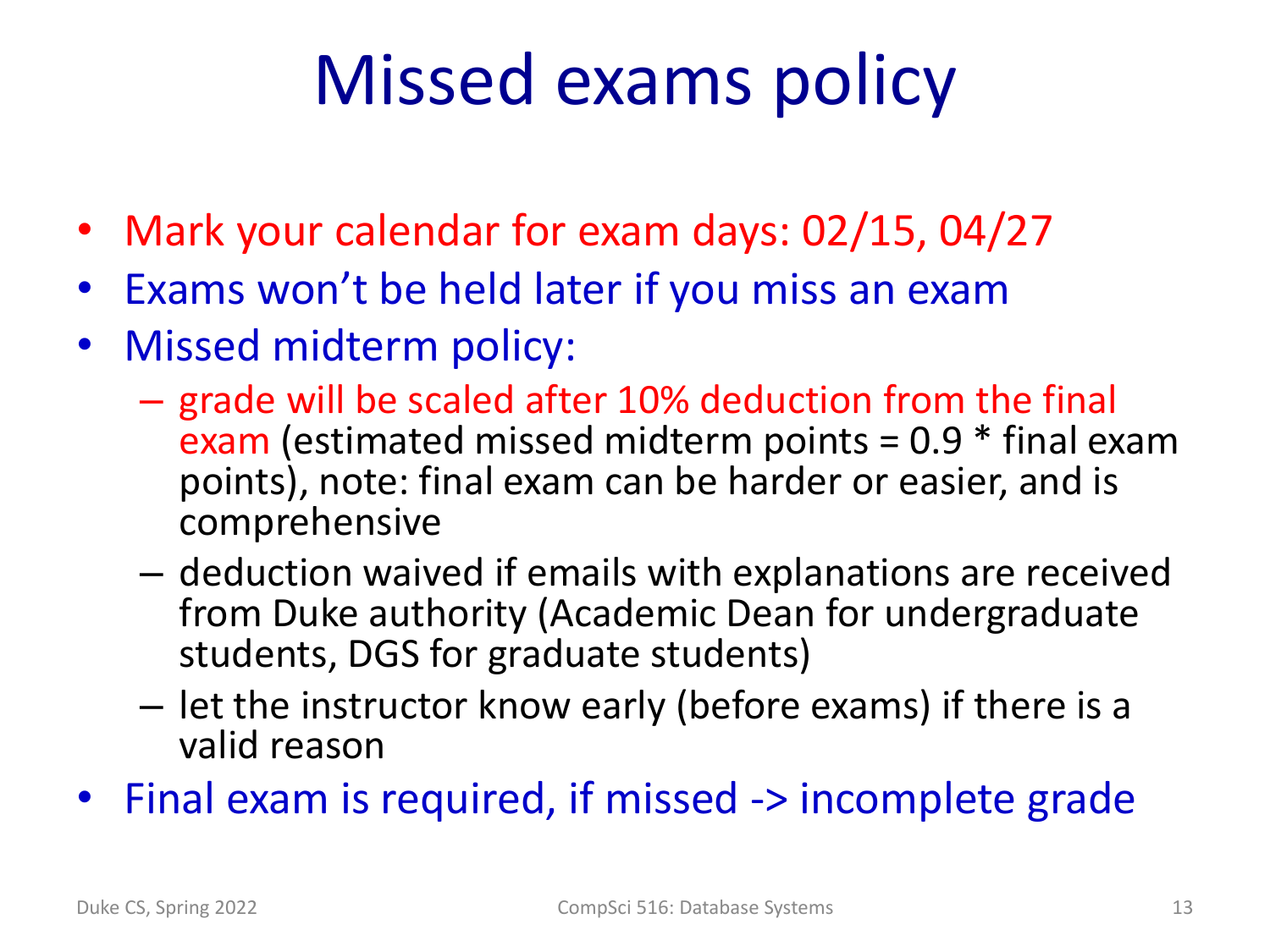# Missed exams policy

- Mark your calendar for exam days: 02/15, 04/27
- Exams won't be held later if you miss an exam
- Missed midterm policy:
  - grade will be scaled after 10% deduction from the final exam (estimated missed midterm points = 0.9 * final exam points), note: final exam can be harder or easier, and is comprehensive
  - deduction waived if emails with explanations are received from Duke authority (Academic Dean for undergraduate students, DGS for graduate students)
  - let the instructor know early (before exams) if there is a valid reason
- Final exam is required, if missed -> incomplete grade